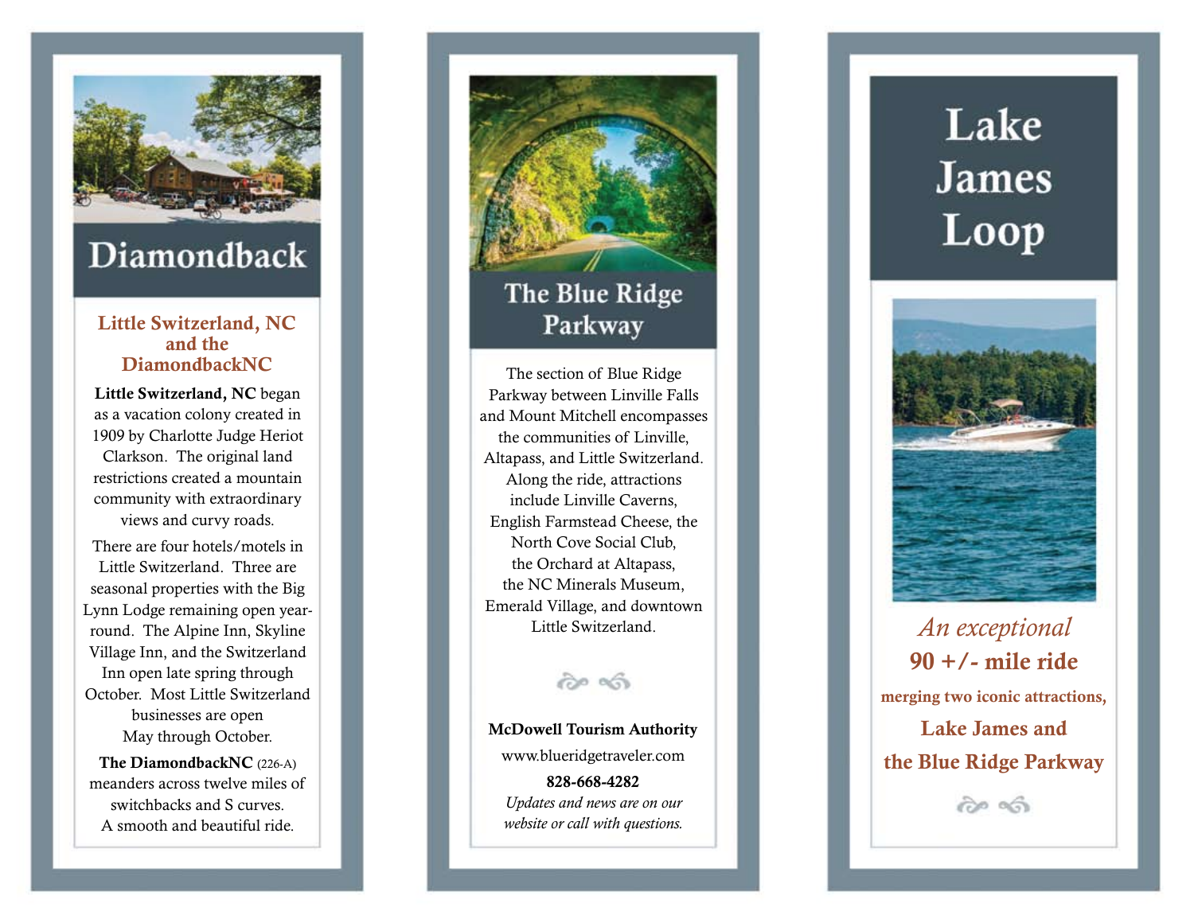# Diamondback

### Little Switzerland, NC and the DiamondbackNC

**Little Switzerland, NC** began as a vacation colony created in 1909 by Charlotte Judge Heriot Clarkson. The original land restrictions created a mountain community with extraordinary views and curvy roads.

There are four hotels/motels in Little Switzerland. Three are seasonal properties with the Big Lynn Lodge remaining open year-round. The Alpine Inn, Skyline Village Inn, and the Switzerland Inn open late spring through October. Most Little Switzerland businesses are open May through October.

**The DiamondbackNC** (226-A) meanders across twelve miles of switchbacks and S curves. A smooth and beautiful ride.

# The Blue Ridge Parkway

The section of Blue Ridge Parkway between Linville Falls and Mount Mitchell encompasses the communities of Linville, Altapass, and Little Switzerland. Along the ride, attractions include Linville Caverns, English Farmstead Cheese, the North Cove Social Club, the Orchard at Altapass, the NC Minerals Museum, Emerald Village, and downtown Little Switzerland.

**McDowell Tourism Authority**

www.blueridgetraveler.com

**828-668-4282**

*Updates and news are on our website or call with questions.*

# Lake James Loop

*An exceptional*

**90 +/- mile ride**

**merging two iconic attractions,**

**Lake James and the Blue Ridge Parkway**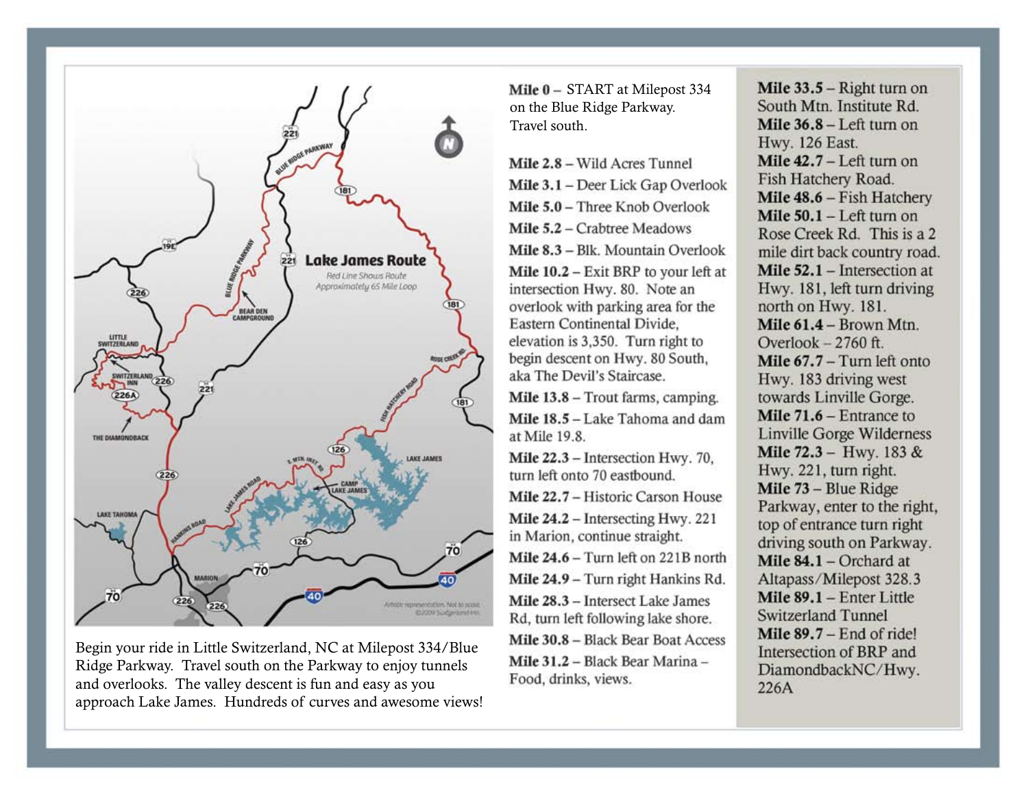Lake James Route

Red Line Shows Route
Approximately 65 Mile Loop

BLUE RIDGE PARKWAY
221
181
19E
226
BEAR DEN CAMPGROUND
LITTLE SWITZERLAND
SWITZERLAND INN
226A
THE DIAMONDBACK
ROSE CREEK RD.
FISH HATCHERY ROAD
126
S. MTN. INST. RD
LAKE JAMES
CAMP LAKE JAMES
LAKE JAMES ROAD
HANKINS ROAD
LAKE TAHOMA
70
40
MARION

Artistic representation. Not to scale.
©2009 Switzerland Inn

Begin your ride in Little Switzerland, NC at Milepost 334/Blue Ridge Parkway. Travel south on the Parkway to enjoy tunnels and overlooks. The valley descent is fun and easy as you approach Lake James. Hundreds of curves and awesome views!

**Mile 0** – START at Milepost 334 on the Blue Ridge Parkway. Travel south.

**Mile 2.8** – Wild Acres Tunnel

**Mile 3.1** – Deer Lick Gap Overlook

**Mile 5.0** – Three Knob Overlook

**Mile 5.2** – Crabtree Meadows

**Mile 8.3** – Blk. Mountain Overlook

**Mile 10.2** – Exit BRP to your left at intersection Hwy. 80. Note an overlook with parking area for the Eastern Continental Divide, elevation is 3,350. Turn right to begin descent on Hwy. 80 South, aka The Devil's Staircase.

**Mile 13.8** – Trout farms, camping.

**Mile 18.5** – Lake Tahoma and dam at Mile 19.8.

**Mile 22.3** – Intersection Hwy. 70, turn left onto 70 eastbound.

**Mile 22.7** – Historic Carson House

**Mile 24.2** – Intersecting Hwy. 221 in Marion, continue straight.

**Mile 24.6** – Turn left on 221B north

**Mile 24.9** – Turn right Hankins Rd.

**Mile 28.3** – Intersect Lake James Rd, turn left following lake shore.

**Mile 30.8** – Black Bear Boat Access

**Mile 31.2** – Black Bear Marina – Food, drinks, views.

**Mile 33.5** – Right turn on South Mtn. Institute Rd.

**Mile 36.8** – Left turn on Hwy. 126 East.

**Mile 42.7** – Left turn on Fish Hatchery Road.

**Mile 48.6** – Fish Hatchery

**Mile 50.1** – Left turn on Rose Creek Rd. This is a 2 mile dirt back country road.

**Mile 52.1** – Intersection at Hwy. 181, left turn driving north on Hwy. 181.

**Mile 61.4** – Brown Mtn. Overlook – 2760 ft.

**Mile 67.7** – Turn left onto Hwy. 183 driving west towards Linville Gorge.

**Mile 71.6** – Entrance to Linville Gorge Wilderness

**Mile 72.3** – Hwy. 183 & Hwy. 221, turn right.

**Mile 73** – Blue Ridge Parkway, enter to the right, top of entrance turn right driving south on Parkway.

**Mile 84.1** – Orchard at Altapass/Milepost 328.3

**Mile 89.1** – Enter Little Switzerland Tunnel

**Mile 89.7** – End of ride! Intersection of BRP and DiamondbackNC/Hwy. 226A